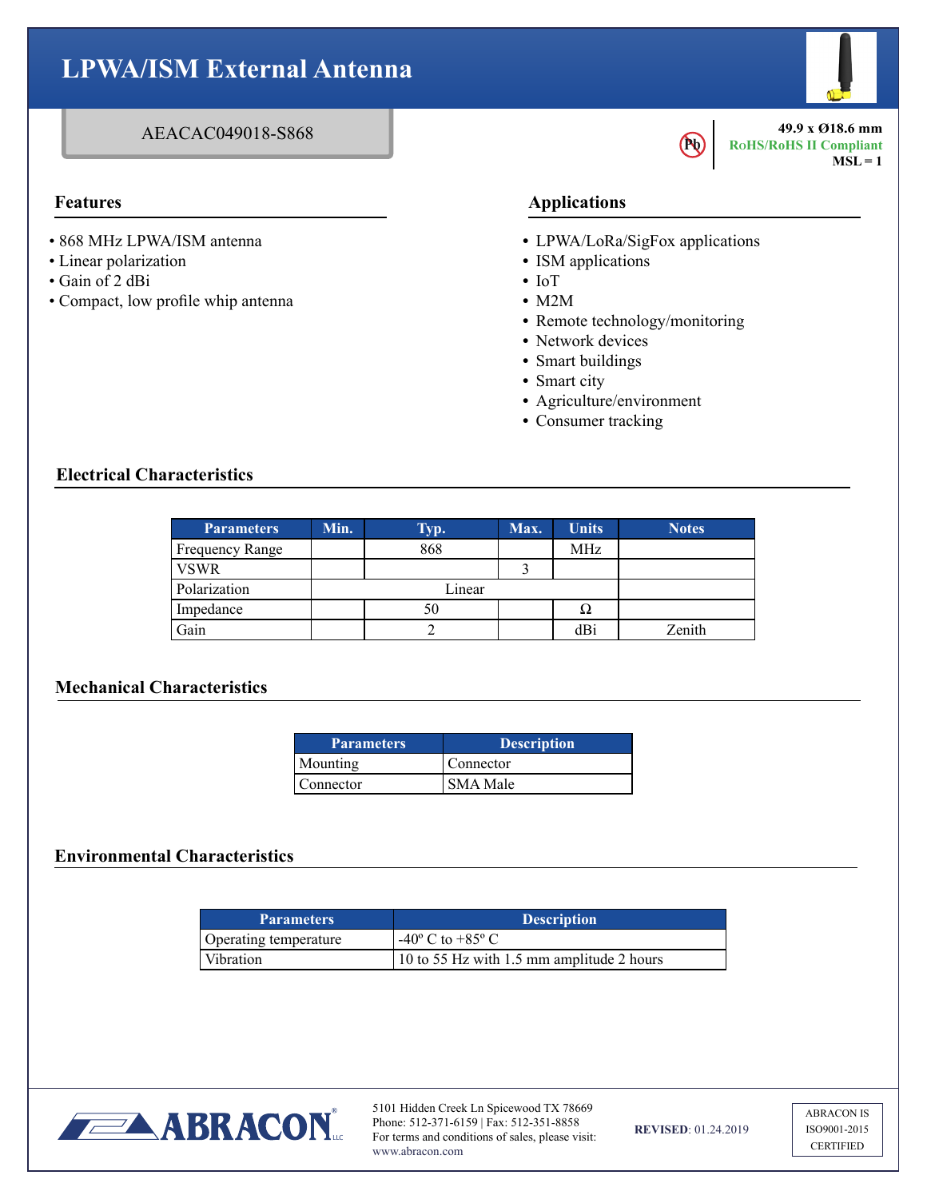# LPWA/ISM External Antenna

AEACAC049018-S868

**49.9 x Ø18.6 mm**
**RoHS/RoHS II Compliant**
**MSL = 1**

## Features

- 868 MHz LPWA/ISM antenna
- Linear polarization
- Gain of 2 dBi
- Compact, low profile whip antenna

## Applications

- LPWA/LoRa/SigFox applications
- ISM applications
- IoT
- M2M
- Remote technology/monitoring
- Network devices
- Smart buildings
- Smart city
- Agriculture/environment
- Consumer tracking

## Electrical Characteristics

| Parameters | Min. | Typ. | Max. | Units | Notes |
|---|---|---|---|---|---|
| Frequency Range | | 868 | | MHz | |
| VSWR | | | 3 | | |
| Polarization | | Linear | | | |
| Impedance | | 50 | | Ω | |
| Gain | | 2 | | dBi | Zenith |

## Mechanical Characteristics

| Parameters | Description |
|---|---|
| Mounting | Connector |
| Connector | SMA Male |

## Environmental Characteristics

| Parameters | Description |
|---|---|
| Operating temperature | -40º C to +85º C |
| Vibration | 10 to 55 Hz with 1.5 mm amplitude 2 hours |

ABRACON LLC

5101 Hidden Creek Ln Spicewood TX 78669
Phone: 512-371-6159 | Fax: 512-351-8858
For terms and conditions of sales, please visit:
www.abracon.com

**REVISED**: 01.24.2019

ABRACON IS ISO9001-2015 CERTIFIED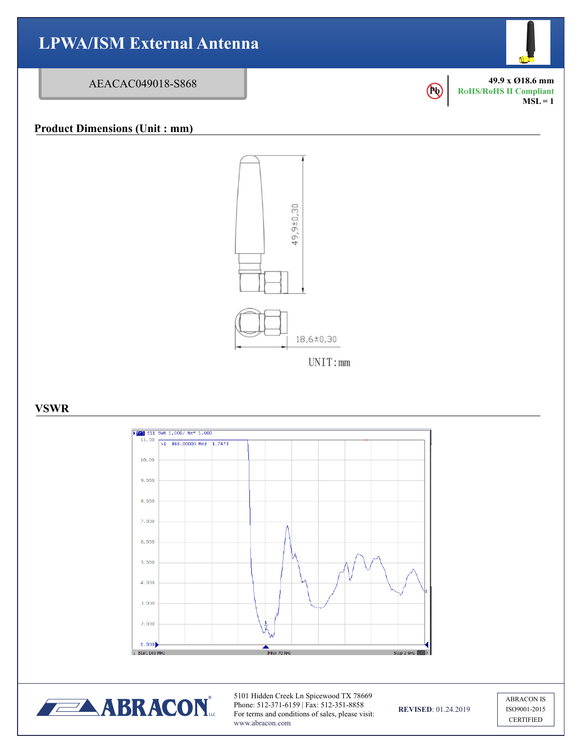# LPWA/ISM External Antenna

AEACAC049018-S868

**49.9 x Ø18.6 mm**
**RoHS/RoHS II Compliant**
**MSL = 1**

## Product Dimensions (Unit : mm)

49,9±0,30

18,6±0,30

UNIT:mm

## VSWR

Trc1 S11 SWR 1.000/ Ref 1.000

>1 868.00000 MHz 1.7473

Start 100 MHz IFBW 70 kHz Stop 2 GHz

5101 Hidden Creek Ln Spicewood TX 78669
Phone: 512-371-6159 | Fax: 512-351-8858
For terms and conditions of sales, please visit: www.abracon.com

**REVISED**: 01.24.2019

ABRACON IS ISO9001-2015 CERTIFIED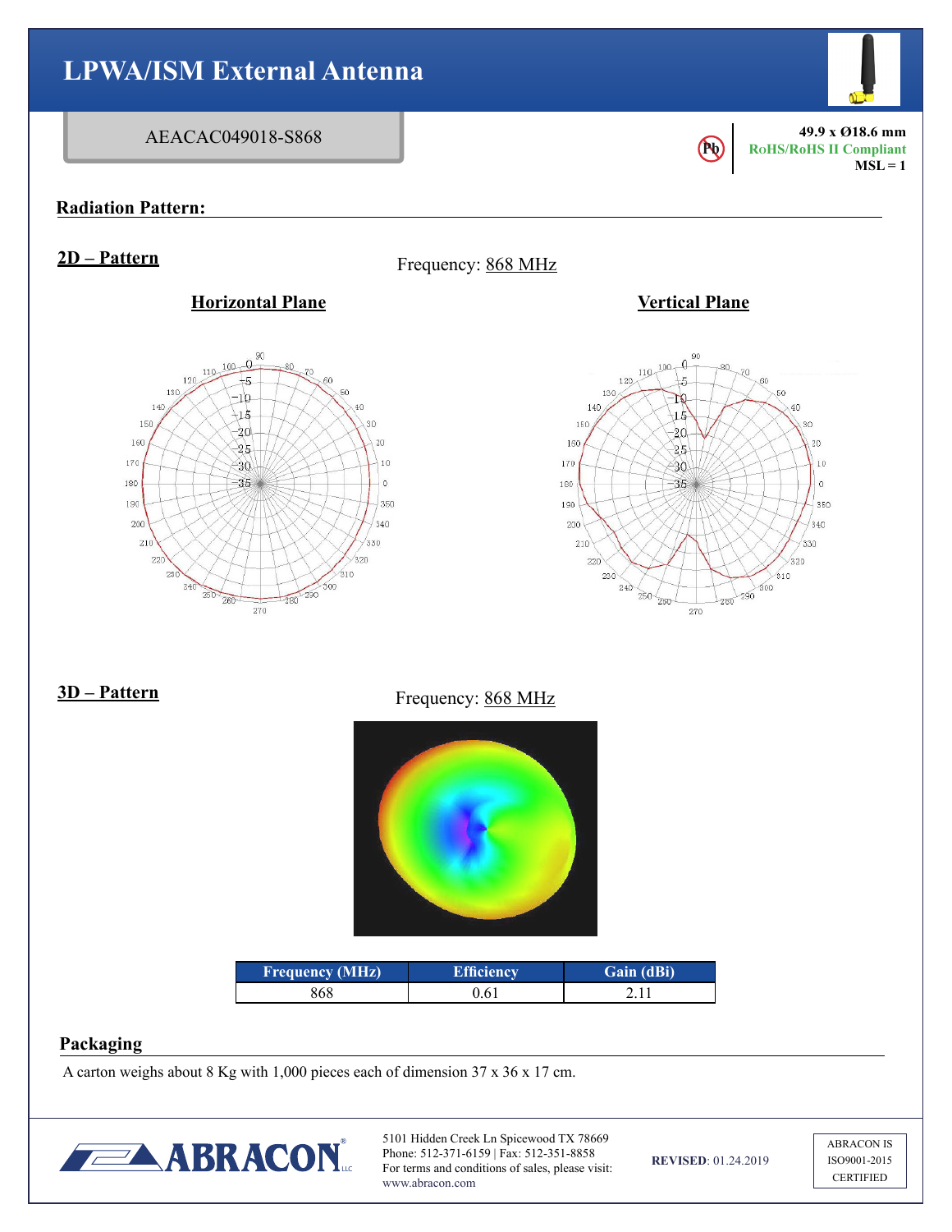# LPWA/ISM External Antenna

AEACAC049018-S868

**49.9 x Ø18.6 mm**
**RoHS/RoHS II Compliant**
**MSL = 1**

## Radiation Pattern:

### 2D – Pattern

Frequency: 868 MHz

**Horizontal Plane**

**Vertical Plane**

### 3D – Pattern

Frequency: 868 MHz

| Frequency (MHz) | Efficiency | Gain (dBi) |
|---|---|---|
| 868 | 0.61 | 2.11 |

## Packaging

A carton weighs about 8 Kg with 1,000 pieces each of dimension 37 x 36 x 17 cm.

5101 Hidden Creek Ln Spicewood TX 78669
Phone: 512-371-6159 | Fax: 512-351-8858
For terms and conditions of sales, please visit: www.abracon.com

**REVISED**: 01.24.2019

ABRACON IS ISO9001-2015 CERTIFIED